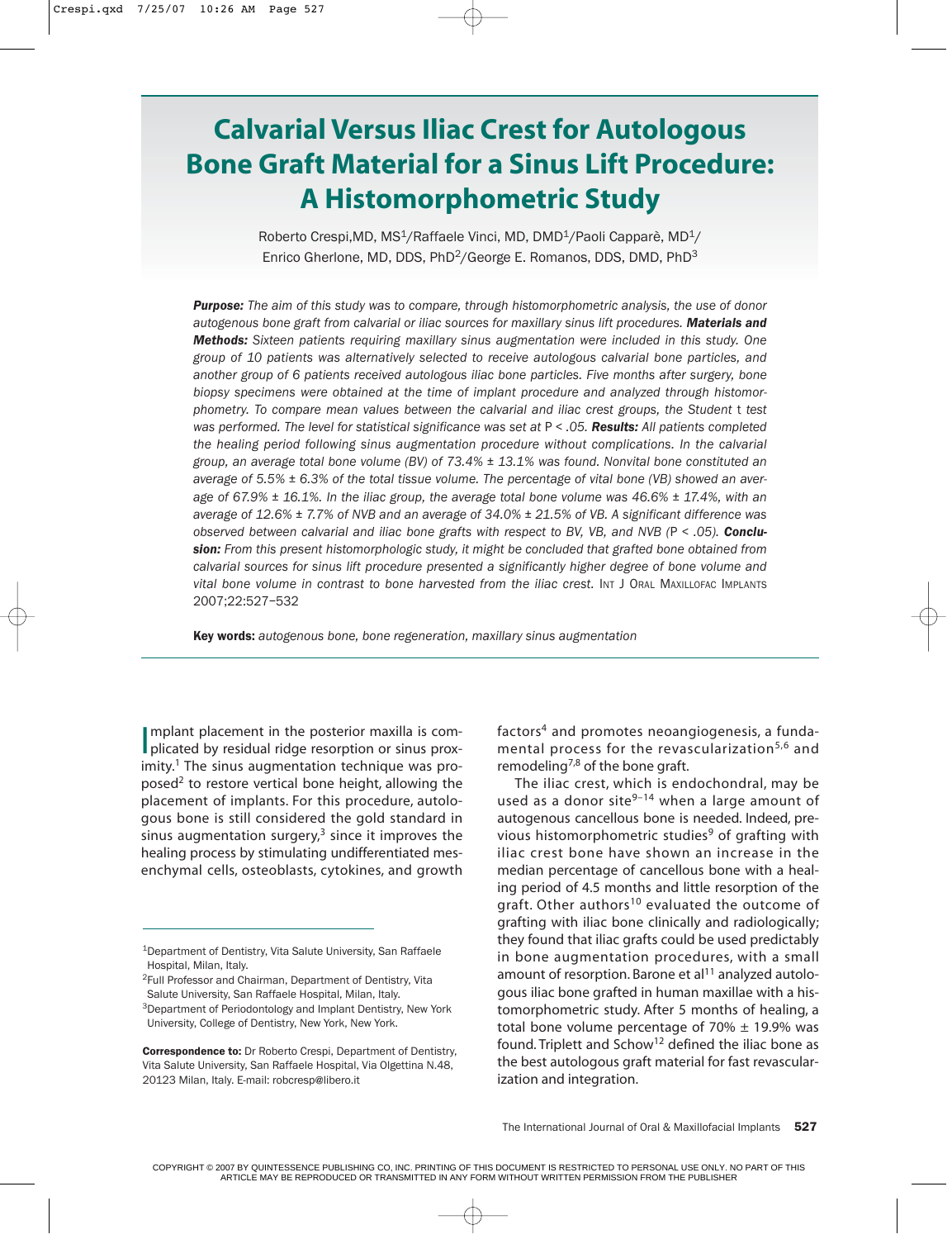# Calvarial Versus Iliac Crest for Autologous Bone Graft Material for a Sinus Lift Procedure: A Histomorphometric Study

Roberto Crespi, MD, MS[1]/Raffaele Vinci, MD, DMD[1]/Paoli Capparè, MD[1]/ Enrico Gherlone, MD, DDS, PhD[2]/George E. Romanos, DDS, DMD, PhD[3]

***Purpose:*** *The aim of this study was to compare, through histomorphometric analysis, the use of donor autogenous bone graft from calvarial or iliac sources for maxillary sinus lift procedures.* ***Materials and Methods:*** *Sixteen patients requiring maxillary sinus augmentation were included in this study. One group of 10 patients was alternatively selected to receive autologous calvarial bone particles, and another group of 6 patients received autologous iliac bone particles. Five months after surgery, bone biopsy specimens were obtained at the time of implant procedure and analyzed through histomorphometry. To compare mean values between the calvarial and iliac crest groups, the Student* t *test was performed. The level for statistical significance was set at* $P < .05$. ***Results:*** *All patients completed the healing period following sinus augmentation procedure without complications. In the calvarial group, an average total bone volume (BV) of 73.4% ± 13.1% was found. Nonvital bone constituted an average of 5.5% ± 6.3% of the total tissue volume. The percentage of vital bone (VB) showed an average of 67.9% ± 16.1%. In the iliac group, the average total bone volume was 46.6% ± 17.4%, with an average of 12.6% ± 7.7% of NVB and an average of 34.0% ± 21.5% of VB. A significant difference was observed between calvarial and iliac bone grafts with respect to BV, VB, and NVB* ($P < .05$). ***Conclusion:*** *From this present histomorphologic study, it might be concluded that grafted bone obtained from calvarial sources for sinus lift procedure presented a significantly higher degree of bone volume and vital bone volume in contrast to bone harvested from the iliac crest.* INT J ORAL MAXILLOFAC IMPLANTS 2007;22:527–532

**Key words:** *autogenous bone, bone regeneration, maxillary sinus augmentation*

Implant placement in the posterior maxilla is complicated by residual ridge resorption or sinus proximity.[1] The sinus augmentation technique was proposed[2] to restore vertical bone height, allowing the placement of implants. For this procedure, autologous bone is still considered the gold standard in sinus augmentation surgery,[3] since it improves the healing process by stimulating undifferentiated mesenchymal cells, osteoblasts, cytokines, and growth factors[4] and promotes neoangiogenesis, a fundamental process for the revascularization[5,6] and remodeling[7,8] of the bone graft.

The iliac crest, which is endochondral, may be used as a donor site[9–14] when a large amount of autogenous cancellous bone is needed. Indeed, previous histomorphometric studies[9] of grafting with iliac crest bone have shown an increase in the median percentage of cancellous bone with a healing period of 4.5 months and little resorption of the graft. Other authors[10] evaluated the outcome of grafting with iliac bone clinically and radiologically; they found that iliac grafts could be used predictably in bone augmentation procedures, with a small amount of resorption. Barone et al[11] analyzed autologous iliac bone grafted in human maxillae with a histomorphometric study. After 5 months of healing, a total bone volume percentage of 70% ± 19.9% was found. Triplett and Schow[12] defined the iliac bone as the best autologous graft material for fast revascularization and integration.

[1]Department of Dentistry, Vita Salute University, San Raffaele Hospital, Milan, Italy.
[2]Full Professor and Chairman, Department of Dentistry, Vita Salute University, San Raffaele Hospital, Milan, Italy.
[3]Department of Periodontology and Implant Dentistry, New York University, College of Dentistry, New York, New York.

**Correspondence to:** Dr Roberto Crespi, Department of Dentistry, Vita Salute University, San Raffaele Hospital, Via Olgettina N.48, 20123 Milan, Italy. E-mail: robcresp@libero.it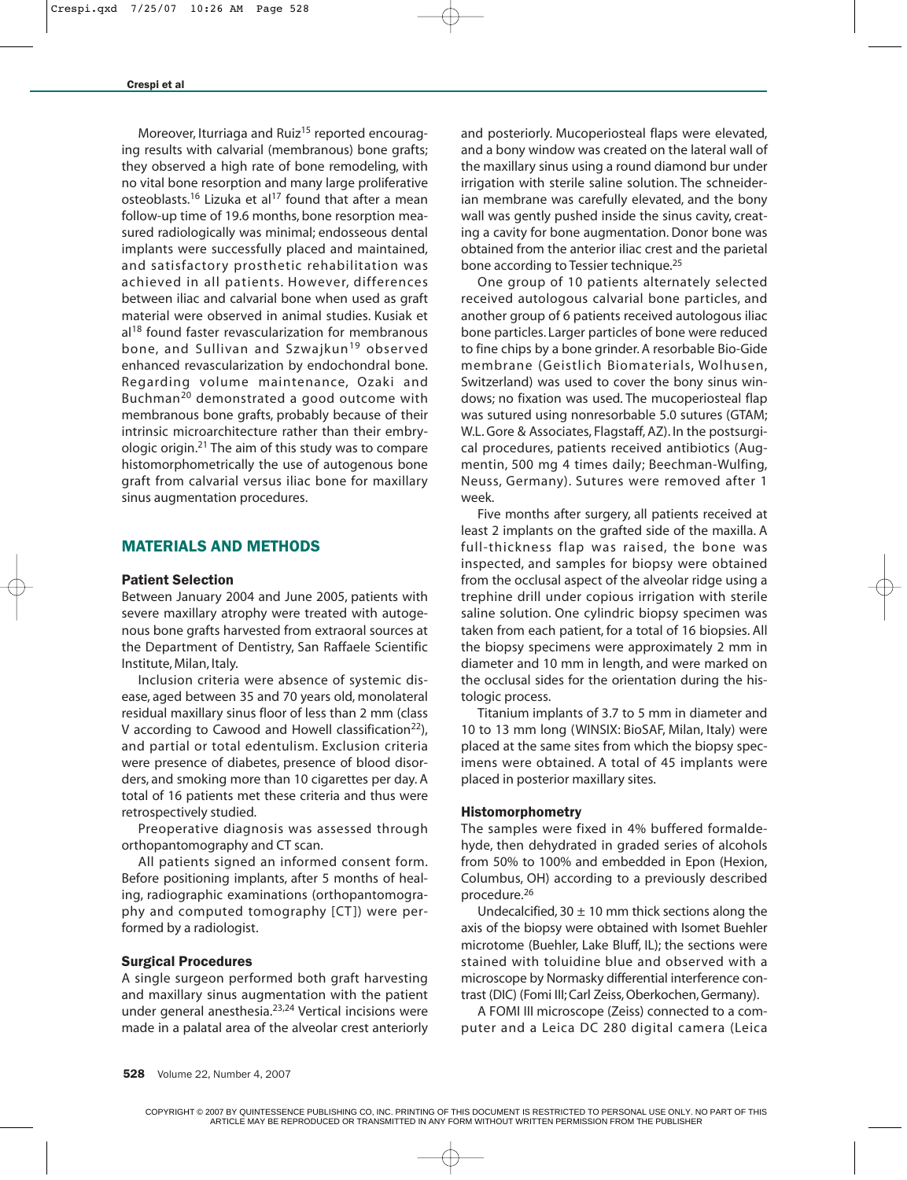Moreover, Iturriaga and Ruiz[15] reported encouraging results with calvarial (membranous) bone grafts; they observed a high rate of bone remodeling, with no vital bone resorption and many large proliferative osteoblasts.[16] Lizuka et al[17] found that after a mean follow-up time of 19.6 months, bone resorption measured radiologically was minimal; endosseous dental implants were successfully placed and maintained, and satisfactory prosthetic rehabilitation was achieved in all patients. However, differences between iliac and calvarial bone when used as graft material were observed in animal studies. Kusiak et al[18] found faster revascularization for membranous bone, and Sullivan and Szwajkun[19] observed enhanced revascularization by endochondral bone. Regarding volume maintenance, Ozaki and Buchman[20] demonstrated a good outcome with membranous bone grafts, probably because of their intrinsic microarchitecture rather than their embryologic origin.[21] The aim of this study was to compare histomorphometrically the use of autogenous bone graft from calvarial versus iliac bone for maxillary sinus augmentation procedures.

## MATERIALS AND METHODS

### Patient Selection

Between January 2004 and June 2005, patients with severe maxillary atrophy were treated with autogenous bone grafts harvested from extraoral sources at the Department of Dentistry, San Raffaele Scientific Institute, Milan, Italy.

Inclusion criteria were absence of systemic disease, aged between 35 and 70 years old, monolateral residual maxillary sinus floor of less than 2 mm (class V according to Cawood and Howell classification[22]), and partial or total edentulism. Exclusion criteria were presence of diabetes, presence of blood disorders, and smoking more than 10 cigarettes per day. A total of 16 patients met these criteria and thus were retrospectively studied.

Preoperative diagnosis was assessed through orthopantomography and CT scan.

All patients signed an informed consent form. Before positioning implants, after 5 months of healing, radiographic examinations (orthopantomography and computed tomography [CT]) were performed by a radiologist.

### Surgical Procedures

A single surgeon performed both graft harvesting and maxillary sinus augmentation with the patient under general anesthesia.[23,24] Vertical incisions were made in a palatal area of the alveolar crest anteriorly and posteriorly. Mucoperiosteal flaps were elevated, and a bony window was created on the lateral wall of the maxillary sinus using a round diamond bur under irrigation with sterile saline solution. The schneiderian membrane was carefully elevated, and the bony wall was gently pushed inside the sinus cavity, creating a cavity for bone augmentation. Donor bone was obtained from the anterior iliac crest and the parietal bone according to Tessier technique.[25]

One group of 10 patients alternately selected received autologous calvarial bone particles, and another group of 6 patients received autologous iliac bone particles. Larger particles of bone were reduced to fine chips by a bone grinder. A resorbable Bio-Gide membrane (Geistlich Biomaterials, Wolhusen, Switzerland) was used to cover the bony sinus windows; no fixation was used. The mucoperiosteal flap was sutured using nonresorbable 5.0 sutures (GTAM; W.L. Gore & Associates, Flagstaff, AZ). In the postsurgical procedures, patients received antibiotics (Augmentin, 500 mg 4 times daily; Beechman-Wulfing, Neuss, Germany). Sutures were removed after 1 week.

Five months after surgery, all patients received at least 2 implants on the grafted side of the maxilla. A full-thickness flap was raised, the bone was inspected, and samples for biopsy were obtained from the occlusal aspect of the alveolar ridge using a trephine drill under copious irrigation with sterile saline solution. One cylindric biopsy specimen was taken from each patient, for a total of 16 biopsies. All the biopsy specimens were approximately 2 mm in diameter and 10 mm in length, and were marked on the occlusal sides for the orientation during the histologic process.

Titanium implants of 3.7 to 5 mm in diameter and 10 to 13 mm long (WINSIX: BioSAF, Milan, Italy) were placed at the same sites from which the biopsy specimens were obtained. A total of 45 implants were placed in posterior maxillary sites.

### Histomorphometry

The samples were fixed in 4% buffered formaldehyde, then dehydrated in graded series of alcohols from 50% to 100% and embedded in Epon (Hexion, Columbus, OH) according to a previously described procedure.[26]

Undecalcified, $30 \pm 10$ mm thick sections along the axis of the biopsy were obtained with Isomet Buehler microtome (Buehler, Lake Bluff, IL); the sections were stained with toluidine blue and observed with a microscope by Normasky differential interference contrast (DIC) (Fomi III; Carl Zeiss, Oberkochen, Germany).

A FOMI III microscope (Zeiss) connected to a computer and a Leica DC 280 digital camera (Leica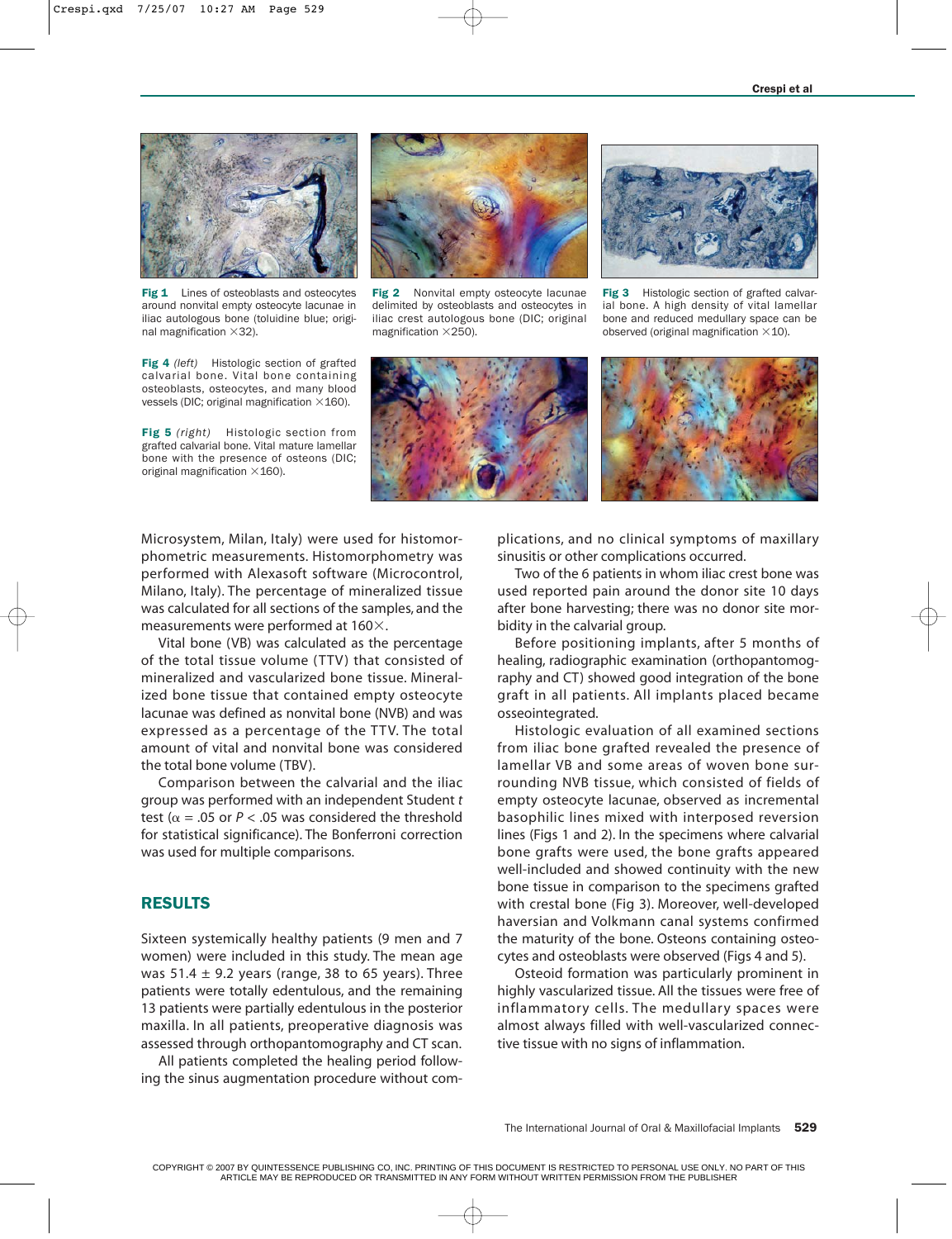Fig 1 Lines of osteoblasts and osteocytes around nonvital empty osteocyte lacunae in iliac autologous bone (toluidine blue; original magnification ×32).

Fig 2 Nonvital empty osteocyte lacunae delimited by osteoblasts and osteocytes in iliac crest autologous bone (DIC; original magnification ×250).

Fig 3 Histologic section of grafted calvarial bone. A high density of vital lamellar bone and reduced medullary space can be observed (original magnification ×10).

Fig 4 *(left)* Histologic section of grafted calvarial bone. Vital bone containing osteoblasts, osteocytes, and many blood vessels (DIC; original magnification ×160).

Fig 5 *(right)* Histologic section from grafted calvarial bone. Vital mature lamellar bone with the presence of osteons (DIC; original magnification ×160).

Microsystem, Milan, Italy) were used for histomorphometric measurements. Histomorphometry was performed with Alexasoft software (Microcontrol, Milano, Italy). The percentage of mineralized tissue was calculated for all sections of the samples, and the measurements were performed at 160×.

Vital bone (VB) was calculated as the percentage of the total tissue volume (TTV) that consisted of mineralized and vascularized bone tissue. Mineralized bone tissue that contained empty osteocyte lacunae was defined as nonvital bone (NVB) and was expressed as a percentage of the TTV. The total amount of vital and nonvital bone was considered the total bone volume (TBV).

Comparison between the calvarial and the iliac group was performed with an independent Student *t* test ($\alpha = .05$ or $P < .05$ was considered the threshold for statistical significance). The Bonferroni correction was used for multiple comparisons.

## RESULTS

Sixteen systemically healthy patients (9 men and 7 women) were included in this study. The mean age was 51.4 ± 9.2 years (range, 38 to 65 years). Three patients were totally edentulous, and the remaining 13 patients were partially edentulous in the posterior maxilla. In all patients, preoperative diagnosis was assessed through orthopantomography and CT scan.

All patients completed the healing period following the sinus augmentation procedure without complications, and no clinical symptoms of maxillary sinusitis or other complications occurred.

Two of the 6 patients in whom iliac crest bone was used reported pain around the donor site 10 days after bone harvesting; there was no donor site morbidity in the calvarial group.

Before positioning implants, after 5 months of healing, radiographic examination (orthopantomography and CT) showed good integration of the bone graft in all patients. All implants placed became osseointegrated.

Histologic evaluation of all examined sections from iliac bone grafted revealed the presence of lamellar VB and some areas of woven bone surrounding NVB tissue, which consisted of fields of empty osteocyte lacunae, observed as incremental basophilic lines mixed with interposed reversion lines (Figs 1 and 2). In the specimens where calvarial bone grafts were used, the bone grafts appeared well-included and showed continuity with the new bone tissue in comparison to the specimens grafted with crestal bone (Fig 3). Moreover, well-developed haversian and Volkmann canal systems confirmed the maturity of the bone. Osteons containing osteocytes and osteoblasts were observed (Figs 4 and 5).

Osteoid formation was particularly prominent in highly vascularized tissue. All the tissues were free of inflammatory cells. The medullary spaces were almost always filled with well-vascularized connective tissue with no signs of inflammation.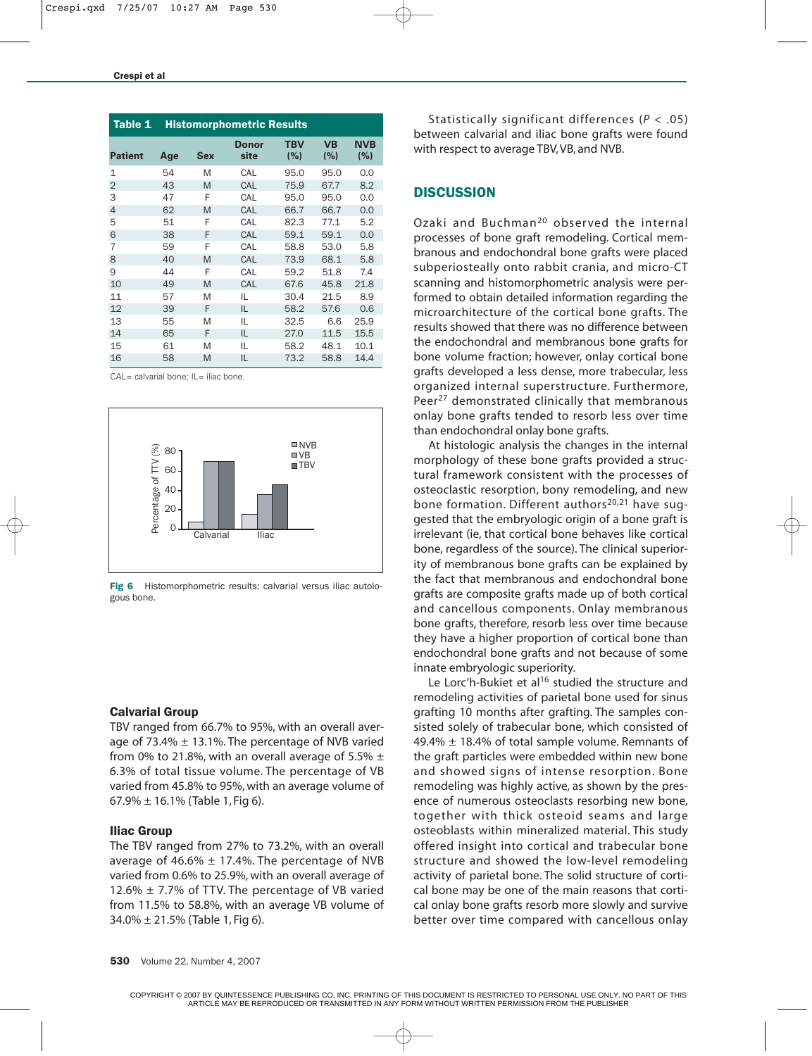**Table 1 Histomorphometric Results**

| Patient | Age | Sex | Donor site | TBV (%) | VB (%) | NVB (%) |
|---|---|---|---|---|---|---|
| 1 | 54 | M | CAL | 95.0 | 95.0 | 0.0 |
| 2 | 43 | M | CAL | 75.9 | 67.7 | 8.2 |
| 3 | 47 | F | CAL | 95.0 | 95.0 | 0.0 |
| 4 | 62 | M | CAL | 66.7 | 66.7 | 0.0 |
| 5 | 51 | F | CAL | 82.3 | 77.1 | 5.2 |
| 6 | 38 | F | CAL | 59.1 | 59.1 | 0.0 |
| 7 | 59 | F | CAL | 58.8 | 53.0 | 5.8 |
| 8 | 40 | M | CAL | 73.9 | 68.1 | 5.8 |
| 9 | 44 | F | CAL | 59.2 | 51.8 | 7.4 |
| 10 | 49 | M | CAL | 67.6 | 45.8 | 21.8 |
| 11 | 57 | M | IL | 30.4 | 21.5 | 8.9 |
| 12 | 39 | F | IL | 58.2 | 57.6 | 0.6 |
| 13 | 55 | M | IL | 32.5 | 6.6 | 25.9 |
| 14 | 65 | F | IL | 27.0 | 11.5 | 15.5 |
| 15 | 61 | M | IL | 58.2 | 48.1 | 10.1 |
| 16 | 58 | M | IL | 73.2 | 58.8 | 14.4 |

CAL= calvarial bone; IL= iliac bone.

**Fig 6** Histomorphometric results: calvarial versus iliac autologous bone.

### Calvarial Group

TBV ranged from 66.7% to 95%, with an overall average of 73.4% ± 13.1%. The percentage of NVB varied from 0% to 21.8%, with an overall average of 5.5% ± 6.3% of total tissue volume. The percentage of VB varied from 45.8% to 95%, with an average volume of 67.9% ± 16.1% (Table 1, Fig 6).

### Iliac Group

The TBV ranged from 27% to 73.2%, with an overall average of 46.6% ± 17.4%. The percentage of NVB varied from 0.6% to 25.9%, with an overall average of 12.6% ± 7.7% of TTV. The percentage of VB varied from 11.5% to 58.8%, with an average VB volume of 34.0% ± 21.5% (Table 1, Fig 6).

Statistically significant differences ($P < .05$) between calvarial and iliac bone grafts were found with respect to average TBV, VB, and NVB.

## DISCUSSION

Ozaki and Buchman[20] observed the internal processes of bone graft remodeling. Cortical membranous and endochondral bone grafts were placed subperiosteally onto rabbit crania, and micro-CT scanning and histomorphometric analysis were performed to obtain detailed information regarding the microarchitecture of the cortical bone grafts. The results showed that there was no difference between the endochondral and membranous bone grafts for bone volume fraction; however, onlay cortical bone grafts developed a less dense, more trabecular, less organized internal superstructure. Furthermore, Peer[27] demonstrated clinically that membranous onlay bone grafts tended to resorb less over time than endochondral onlay bone grafts.

At histologic analysis the changes in the internal morphology of these bone grafts provided a structural framework consistent with the processes of osteoclastic resorption, bony remodeling, and new bone formation. Different authors[20,21] have suggested that the embryologic origin of a bone graft is irrelevant (ie, that cortical bone behaves like cortical bone, regardless of the source). The clinical superiority of membranous bone grafts can be explained by the fact that membranous and endochondral bone grafts are composite grafts made up of both cortical and cancellous components. Onlay membranous bone grafts, therefore, resorb less over time because they have a higher proportion of cortical bone than endochondral bone grafts and not because of some innate embryologic superiority.

Le Lorc'h-Bukiet et al[16] studied the structure and remodeling activities of parietal bone used for sinus grafting 10 months after grafting. The samples consisted solely of trabecular bone, which consisted of 49.4% ± 18.4% of total sample volume. Remnants of the graft particles were embedded within new bone and showed signs of intense resorption. Bone remodeling was highly active, as shown by the presence of numerous osteoclasts resorbing new bone, together with thick osteoid seams and large osteoblasts within mineralized material. This study offered insight into cortical and trabecular bone structure and showed the low-level remodeling activity of parietal bone. The solid structure of cortical bone may be one of the main reasons that cortical onlay bone grafts resorb more slowly and survive better over time compared with cancellous onlay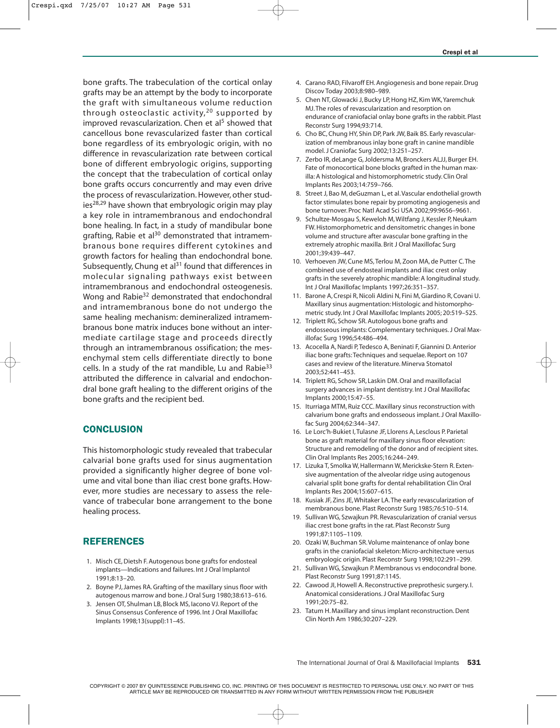bone grafts. The trabeculation of the cortical onlay grafts may be an attempt by the body to incorporate the graft with simultaneous volume reduction through osteoclastic activity,[20] supported by improved revascularization. Chen et al[5] showed that cancellous bone revascularized faster than cortical bone regardless of its embryologic origin, with no difference in revascularization rate between cortical bone of different embryologic origins, supporting the concept that the trabeculation of cortical onlay bone grafts occurs concurrently and may even drive the process of revascularization. However, other studies[28,29] have shown that embryologic origin may play a key role in intramembranous and endochondral bone healing. In fact, in a study of mandibular bone grafting, Rabie et al[30] demonstrated that intramembranous bone requires different cytokines and growth factors for healing than endochondral bone. Subsequently, Chung et al[31] found that differences in molecular signaling pathways exist between intramembranous and endochondral osteogenesis. Wong and Rabie[32] demonstrated that endochondral and intramembranous bone do not undergo the same healing mechanism: demineralized intramembranous bone matrix induces bone without an intermediate cartilage stage and proceeds directly through an intramembranous ossification; the mesenchymal stem cells differentiate directly to bone cells. In a study of the rat mandible, Lu and Rabie[33] attributed the difference in calvarial and endochondral bone graft healing to the different origins of the bone grafts and the recipient bed.

## CONCLUSION

This histomorphologic study revealed that trabecular calvarial bone grafts used for sinus augmentation provided a significantly higher degree of bone volume and vital bone than iliac crest bone grafts. However, more studies are necessary to assess the relevance of trabecular bone arrangement to the bone healing process.

## REFERENCES

1. Misch CE, Dietsh F. Autogenous bone grafts for endosteal implants—Indications and failures. Int J Oral Implantol 1991;8:13–20.
2. Boyne PJ, James RA. Grafting of the maxillary sinus floor with autogenous marrow and bone. J Oral Surg 1980;38:613–616.
3. Jensen OT, Shulman LB, Block MS, Iacono VJ. Report of the Sinus Consensus Conference of 1996. Int J Oral Maxillofac Implants 1998;13(suppl):11–45.
4. Carano RAD, Filvaroff EH. Angiogenesis and bone repair. Drug Discov Today 2003;8:980–989.
5. Chen NT, Glowacki J, Bucky LP, Hong HZ, Kim WK, Yaremchuk MJ. The roles of revascularization and resorption on endurance of craniofacial onlay bone grafts in the rabbit. Plast Reconstr Surg 1994;93:714.
6. Cho BC, Chung HY, Shin DP, Park JW, Baik BS. Early revascularization of membranous inlay bone graft in canine mandible model. J Craniofac Surg 2002;13:251–257.
7. Zerbo IR, deLange G, Joldersma M, Bronckers ALJJ, Burger EH. Fate of monocortical bone blocks grafted in the human maxilla: A histological and histomorphometric study. Clin Oral Implants Res 2003;14:759–766.
8. Street J, Bao M, deGuzman L, et al. Vascular endothelial growth factor stimulates bone repair by promoting angiogenesis and bone turnover. Proc Natl Acad Sci USA 2002;99:9656–9661.
9. Schultze-Mosgau S, Keweloh M, Wiltfang J, Kessler P, Neukam FW. Histomorphometric and densitometric changes in bone volume and structure after avascular bone grafting in the extremely atrophic maxilla. Brit J Oral Maxillofac Surg 2001;39:439–447.
10. Verhoeven JW, Cune MS, Terlou M, Zoon MA, de Putter C. The combined use of endosteal implants and iliac crest onlay grafts in the severely atrophic mandible: A longitudinal study. Int J Oral Maxillofac Implants 1997;26:351–357.
11. Barone A, Crespi R, Nicoli Aldini N, Fini M, Giardino R, Covani U. Maxillary sinus augmentation: Histologic and histomorphometric study. Int J Oral Maxillofac Implants 2005; 20:519–525.
12. Triplett RG, Schow SR. Autologous bone grafts and endosseous implants: Complementary techniques. J Oral Maxillofac Surg 1996;54:486–494.
13. Acocella A, Nardi P, Tedesco A, Beninati F, Giannini D. Anterior iliac bone grafts: Techniques and sequelae. Report on 107 cases and review of the literature. Minerva Stomatol 2003;52:441–453.
14. Triplett RG, Schow SR, Laskin DM. Oral and maxillofacial surgery advances in implant dentistry. Int J Oral Maxillofac Implants 2000;15:47–55.
15. Iturriaga MTM, Ruiz CCC. Maxillary sinus reconstruction with calvarium bone grafts and endosseous implant. J Oral Maxillofac Surg 2004;62:344–347.
16. Le Lorc'h-Bukiet I, Tulasne JF, Llorens A, Lesclous P. Parietal bone as graft material for maxillary sinus floor elevation: Structure and remodeling of the donor and of recipient sites. Clin Oral Implants Res 2005;16:244–249.
17. Lizuka T, Smolka W, Hallermann W, Merickske-Stern R. Extensive augmentation of the alveolar ridge using autogenous calvarial split bone grafts for dental rehabilitation Clin Oral Implants Res 2004;15:607–615.
18. Kusiak JF, Zins JE, Whitaker LA. The early revascularization of membranous bone. Plast Reconstr Surg 1985;76:510–514.
19. Sullivan WG, Szwajkun PR. Revascularization of cranial versus iliac crest bone grafts in the rat. Plast Reconstr Surg 1991;87:1105–1109.
20. Ozaki W, Buchman SR. Volume maintenance of onlay bone grafts in the craniofacial skeleton: Micro-architecture versus embryologic origin. Plast Reconstr Surg 1998;102:291–299.
21. Sullivan WG, Szwajkun P. Membranous vs endocondral bone. Plast Reconstr Surg 1991;87:1145.
22. Cawood JI, Howell A. Reconstructive preprothesic surgery. I. Anatomical considerations. J Oral Maxillofac Surg 1991;20:75–82.
23. Tatum H. Maxillary and sinus implant reconstruction. Dent Clin North Am 1986;30:207–229.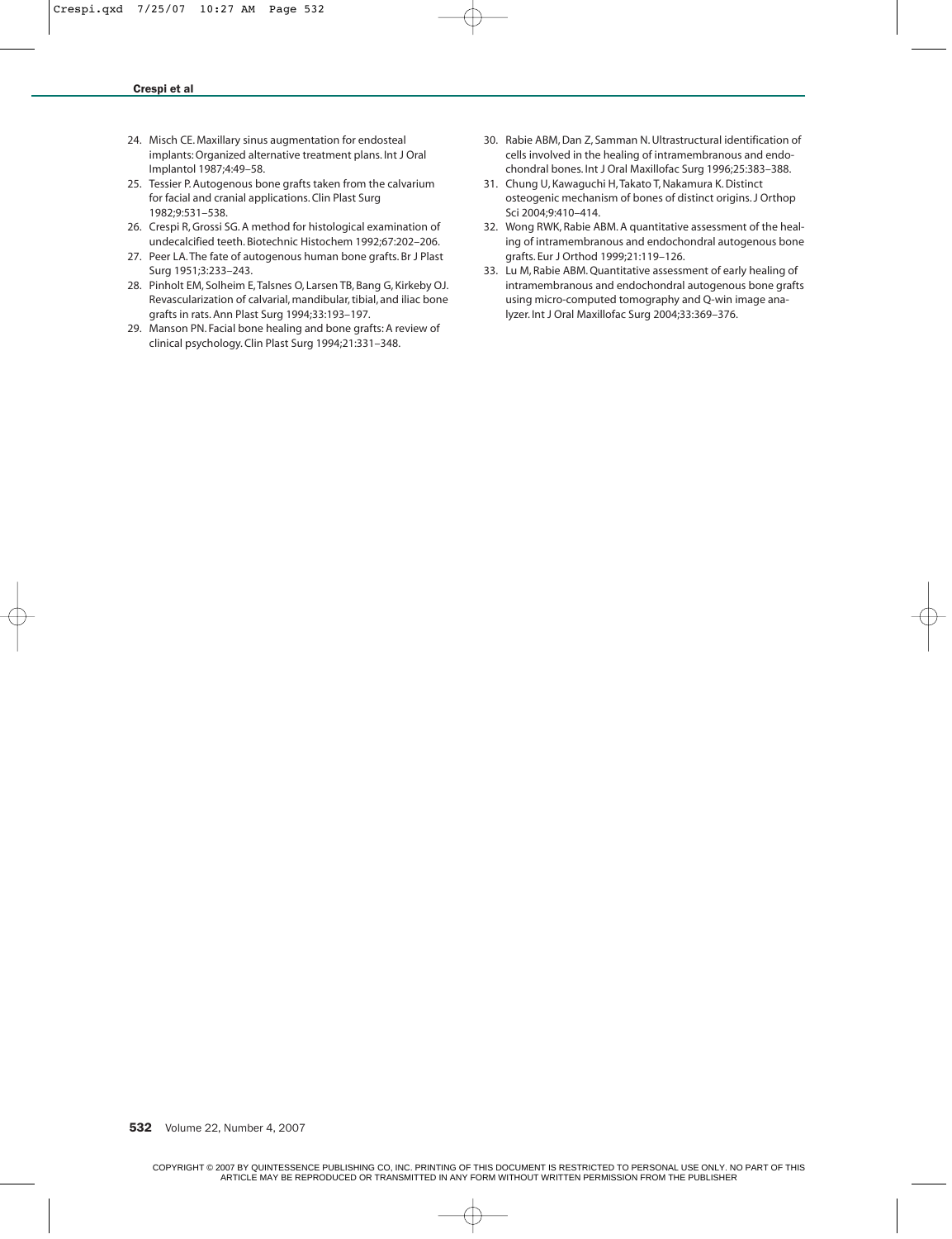24. Misch CE. Maxillary sinus augmentation for endosteal implants: Organized alternative treatment plans. Int J Oral Implantol 1987;4:49–58.
25. Tessier P. Autogenous bone grafts taken from the calvarium for facial and cranial applications. Clin Plast Surg 1982;9:531–538.
26. Crespi R, Grossi SG. A method for histological examination of undecalcified teeth. Biotechnic Histochem 1992;67:202–206.
27. Peer LA. The fate of autogenous human bone grafts. Br J Plast Surg 1951;3:233–243.
28. Pinholt EM, Solheim E, Talsnes O, Larsen TB, Bang G, Kirkeby OJ. Revascularization of calvarial, mandibular, tibial, and iliac bone grafts in rats. Ann Plast Surg 1994;33:193–197.
29. Manson PN. Facial bone healing and bone grafts: A review of clinical psychology. Clin Plast Surg 1994;21:331–348.
30. Rabie ABM, Dan Z, Samman N. Ultrastructural identification of cells involved in the healing of intramembranous and endochondral bones. Int J Oral Maxillofac Surg 1996;25:383–388.
31. Chung U, Kawaguchi H, Takato T, Nakamura K. Distinct osteogenic mechanism of bones of distinct origins. J Orthop Sci 2004;9:410–414.
32. Wong RWK, Rabie ABM. A quantitative assessment of the healing of intramembranous and endochondral autogenous bone grafts. Eur J Orthod 1999;21:119–126.
33. Lu M, Rabie ABM. Quantitative assessment of early healing of intramembranous and endochondral autogenous bone grafts using micro-computed tomography and Q-win image analyzer. Int J Oral Maxillofac Surg 2004;33:369–376.

COPYRIGHT © 2007 BY QUINTESSENCE PUBLISHING CO, INC. PRINTING OF THIS DOCUMENT IS RESTRICTED TO PERSONAL USE ONLY. NO PART OF THIS ARTICLE MAY BE REPRODUCED OR TRANSMITTED IN ANY FORM WITHOUT WRITTEN PERMISSION FROM THE PUBLISHER